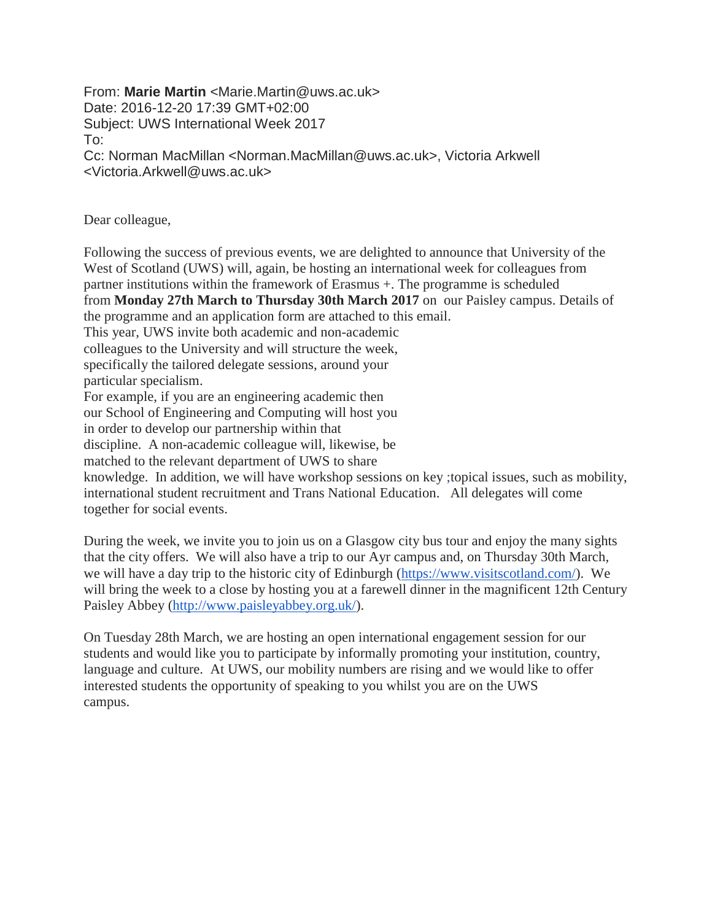From: **Marie Martin** <Marie.Martin@uws.ac.uk>
Date: 2016-12-20 17:39 GMT+02:00
Subject: UWS International Week 2017
To:
Cc: Norman MacMillan <Norman.MacMillan@uws.ac.uk>, Victoria Arkwell <Victoria.Arkwell@uws.ac.uk>

Dear colleague,

Following the success of previous events, we are delighted to announce that University of the West of Scotland (UWS) will, again, be hosting an international week for colleagues from partner institutions within the framework of Erasmus +. The programme is scheduled from **Monday 27th March to Thursday 30th March 2017** on our Paisley campus. Details of the programme and an application form are attached to this email.
This year, UWS invite both academic and non-academic colleagues to the University and will structure the week, specifically the tailored delegate sessions, around your particular specialism.
For example, if you are an engineering academic then our School of Engineering and Computing will host you in order to develop our partnership within that discipline. A non-academic colleague will, likewise, be matched to the relevant department of UWS to share knowledge. In addition, we will have workshop sessions on key ;topical issues, such as mobility, international student recruitment and Trans National Education. All delegates will come together for social events.

During the week, we invite you to join us on a Glasgow city bus tour and enjoy the many sights that the city offers. We will also have a trip to our Ayr campus and, on Thursday 30th March, we will have a day trip to the historic city of Edinburgh (https://www.visitscotland.com/). We will bring the week to a close by hosting you at a farewell dinner in the magnificent 12th Century Paisley Abbey (http://www.paisleyabbey.org.uk/).

On Tuesday 28th March, we are hosting an open international engagement session for our students and would like you to participate by informally promoting your institution, country, language and culture. At UWS, our mobility numbers are rising and we would like to offer interested students the opportunity of speaking to you whilst you are on the UWS campus.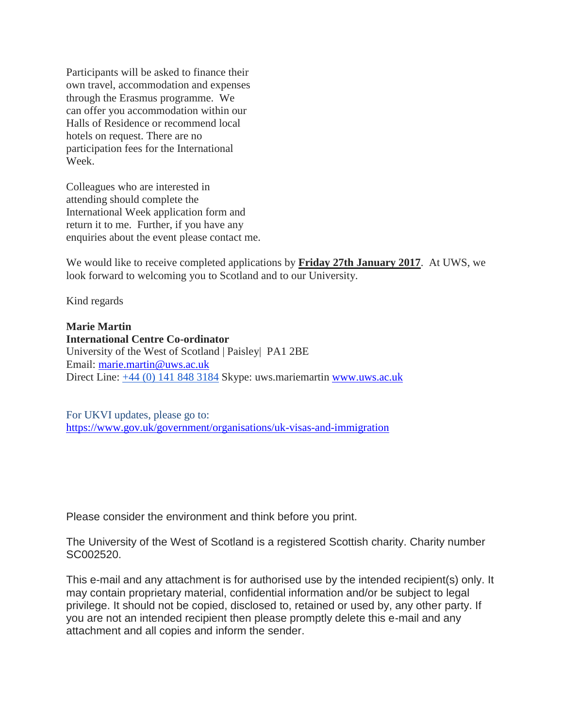Participants will be asked to finance their own travel, accommodation and expenses through the Erasmus programme. We can offer you accommodation within our Halls of Residence or recommend local hotels on request. There are no participation fees for the International Week.

Colleagues who are interested in attending should complete the International Week application form and return it to me. Further, if you have any enquiries about the event please contact me.

We would like to receive completed applications by **Friday 27th January 2017**. At UWS, we look forward to welcoming you to Scotland and to our University.

Kind regards

**Marie Martin**
**International Centre Co-ordinator**
University of the West of Scotland | Paisley| PA1 2BE
Email: marie.martin@uws.ac.uk
Direct Line: +44 (0) 141 848 3184 Skype: uws.mariemartin www.uws.ac.uk

For UKVI updates, please go to:
https://www.gov.uk/government/organisations/uk-visas-and-immigration

Please consider the environment and think before you print.

The University of the West of Scotland is a registered Scottish charity. Charity number SC002520.

This e-mail and any attachment is for authorised use by the intended recipient(s) only. It may contain proprietary material, confidential information and/or be subject to legal privilege. It should not be copied, disclosed to, retained or used by, any other party. If you are not an intended recipient then please promptly delete this e-mail and any attachment and all copies and inform the sender.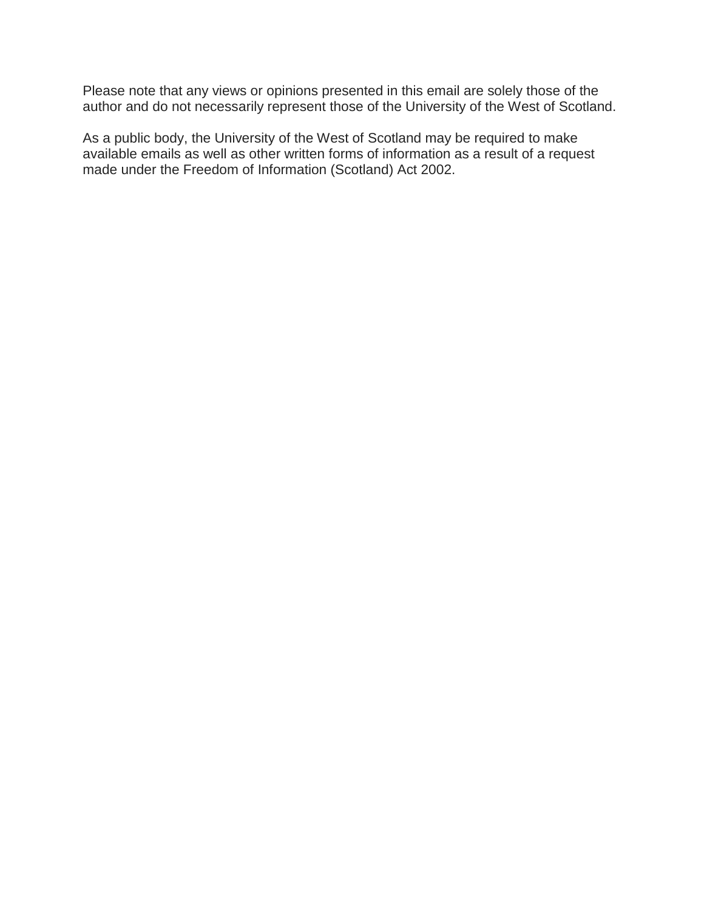Please note that any views or opinions presented in this email are solely those of the author and do not necessarily represent those of the University of the West of Scotland.

As a public body, the University of the West of Scotland may be required to make available emails as well as other written forms of information as a result of a request made under the Freedom of Information (Scotland) Act 2002.